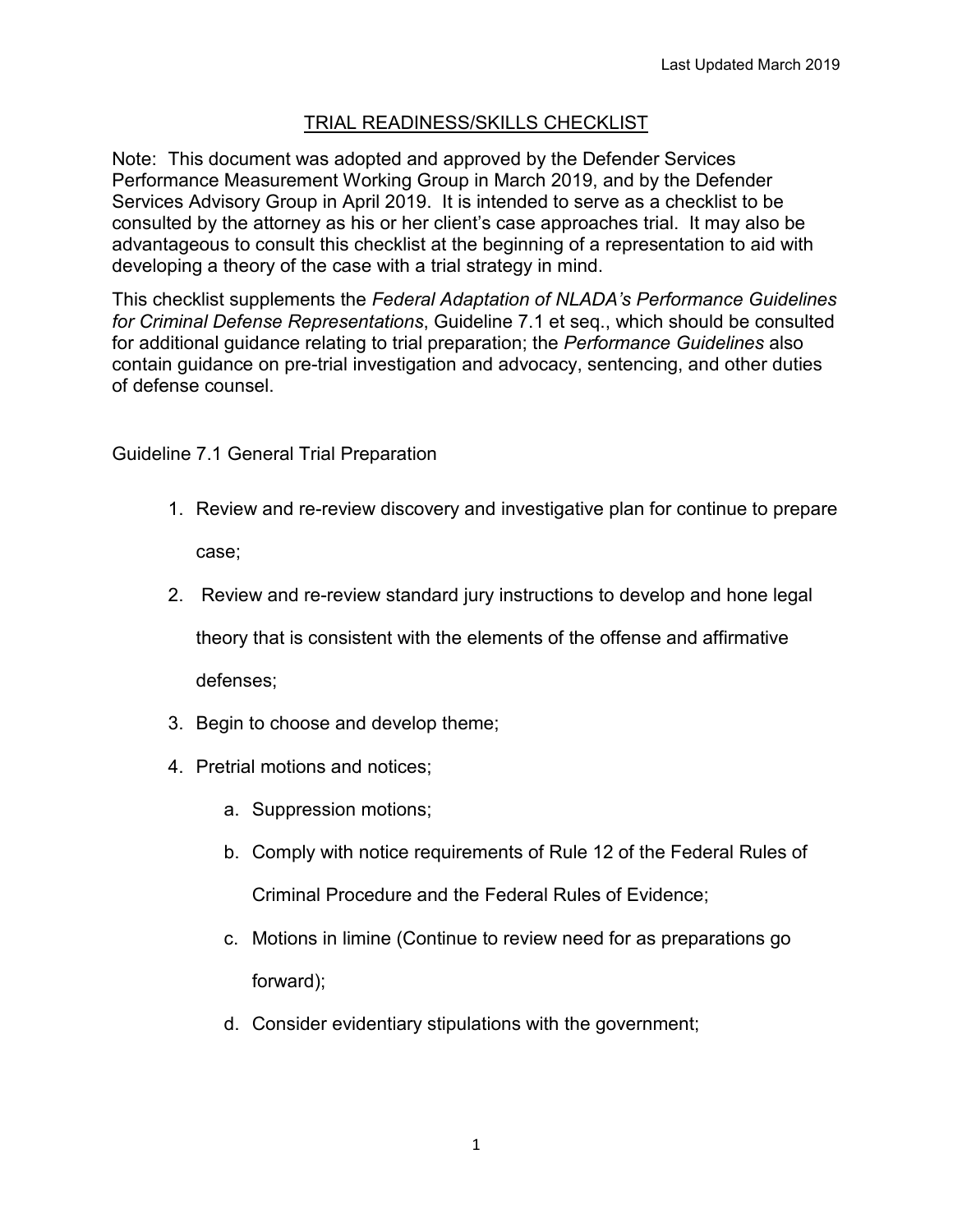Last Updated March 2019

# TRIAL READINESS/SKILLS CHECKLIST

Note: This document was adopted and approved by the Defender Services Performance Measurement Working Group in March 2019, and by the Defender Services Advisory Group in April 2019. It is intended to serve as a checklist to be consulted by the attorney as his or her client's case approaches trial. It may also be advantageous to consult this checklist at the beginning of a representation to aid with developing a theory of the case with a trial strategy in mind.

This checklist supplements the *Federal Adaptation of NLADA's Performance Guidelines for Criminal Defense Representations*, Guideline 7.1 et seq., which should be consulted for additional guidance relating to trial preparation; the *Performance Guidelines* also contain guidance on pre-trial investigation and advocacy, sentencing, and other duties of defense counsel.

## Guideline 7.1 General Trial Preparation

1. Review and re-review discovery and investigative plan for continue to prepare case;
2. Review and re-review standard jury instructions to develop and hone legal theory that is consistent with the elements of the offense and affirmative defenses;
3. Begin to choose and develop theme;
4. Pretrial motions and notices;
   a. Suppression motions;
   b. Comply with notice requirements of Rule 12 of the Federal Rules of Criminal Procedure and the Federal Rules of Evidence;
   c. Motions in limine (Continue to review need for as preparations go forward);
   d. Consider evidentiary stipulations with the government;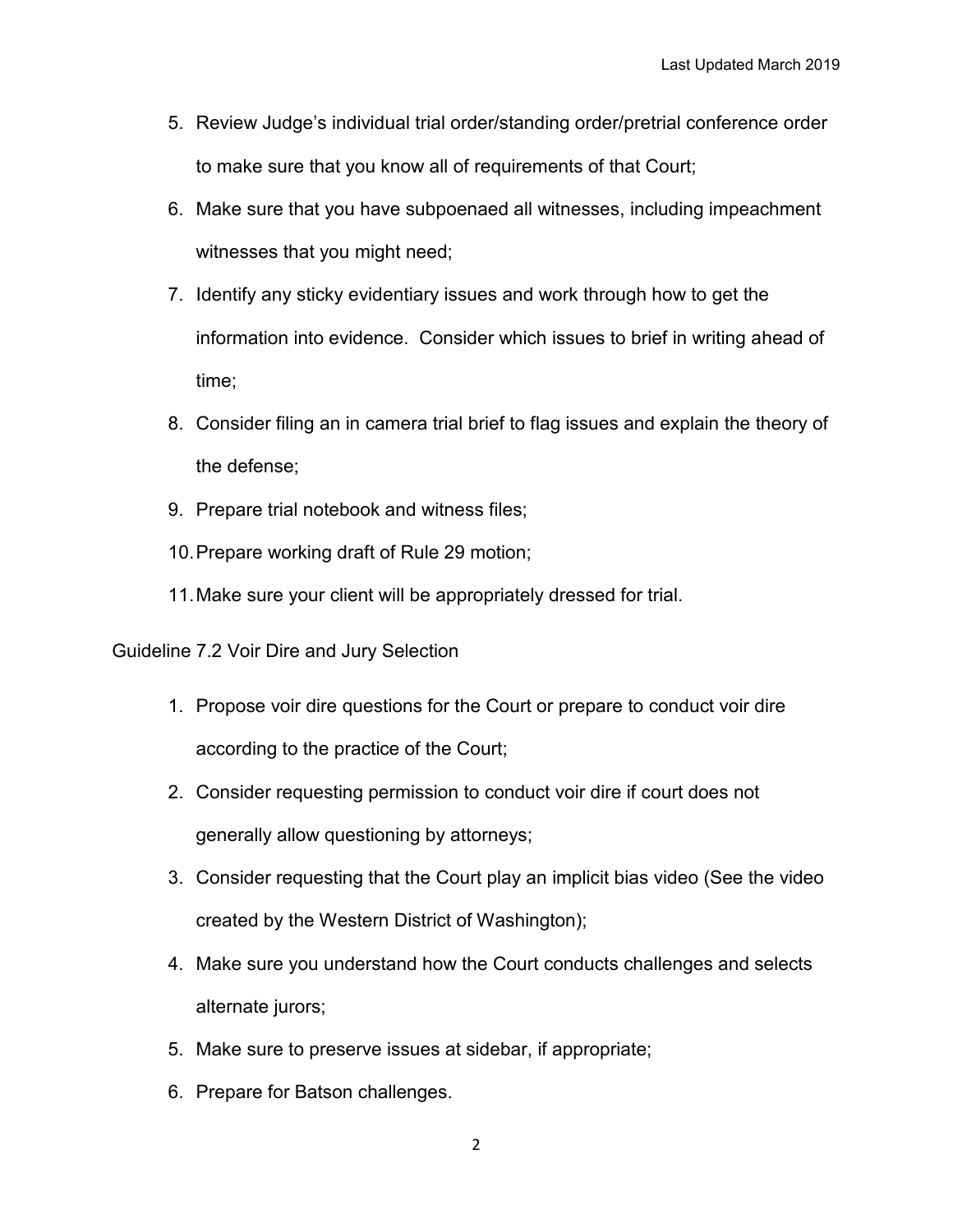5. Review Judge's individual trial order/standing order/pretrial conference order to make sure that you know all of requirements of that Court;
6. Make sure that you have subpoenaed all witnesses, including impeachment witnesses that you might need;
7. Identify any sticky evidentiary issues and work through how to get the information into evidence. Consider which issues to brief in writing ahead of time;
8. Consider filing an in camera trial brief to flag issues and explain the theory of the defense;
9. Prepare trial notebook and witness files;
10. Prepare working draft of Rule 29 motion;
11. Make sure your client will be appropriately dressed for trial.

## Guideline 7.2 Voir Dire and Jury Selection

1. Propose voir dire questions for the Court or prepare to conduct voir dire according to the practice of the Court;
2. Consider requesting permission to conduct voir dire if court does not generally allow questioning by attorneys;
3. Consider requesting that the Court play an implicit bias video (See the video created by the Western District of Washington);
4. Make sure you understand how the Court conducts challenges and selects alternate jurors;
5. Make sure to preserve issues at sidebar, if appropriate;
6. Prepare for Batson challenges.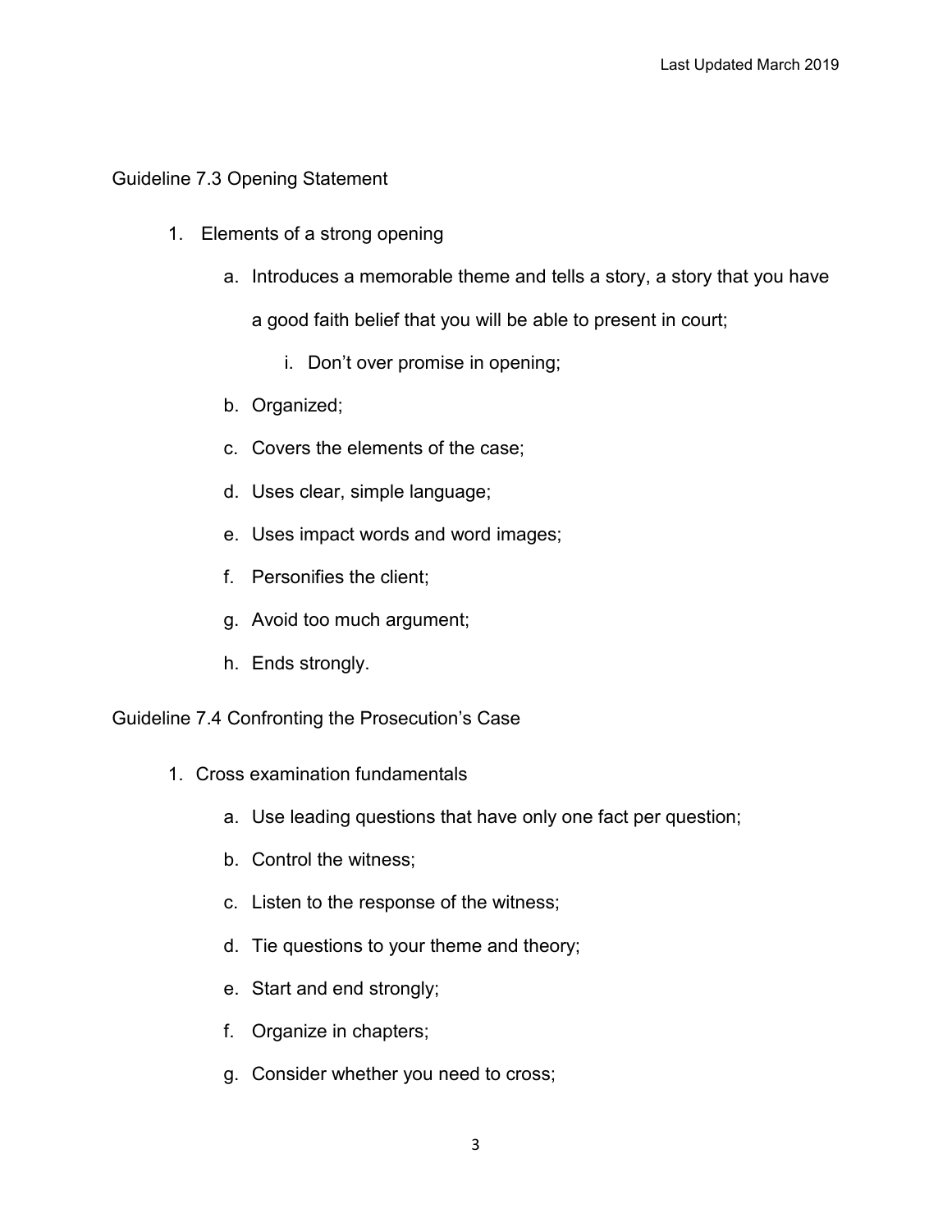## Guideline 7.3 Opening Statement

1. Elements of a strong opening
   a. Introduces a memorable theme and tells a story, a story that you have a good faith belief that you will be able to present in court;
      i. Don't over promise in opening;
   b. Organized;
   c. Covers the elements of the case;
   d. Uses clear, simple language;
   e. Uses impact words and word images;
   f. Personifies the client;
   g. Avoid too much argument;
   h. Ends strongly.

## Guideline 7.4 Confronting the Prosecution's Case

1. Cross examination fundamentals
   a. Use leading questions that have only one fact per question;
   b. Control the witness;
   c. Listen to the response of the witness;
   d. Tie questions to your theme and theory;
   e. Start and end strongly;
   f. Organize in chapters;
   g. Consider whether you need to cross;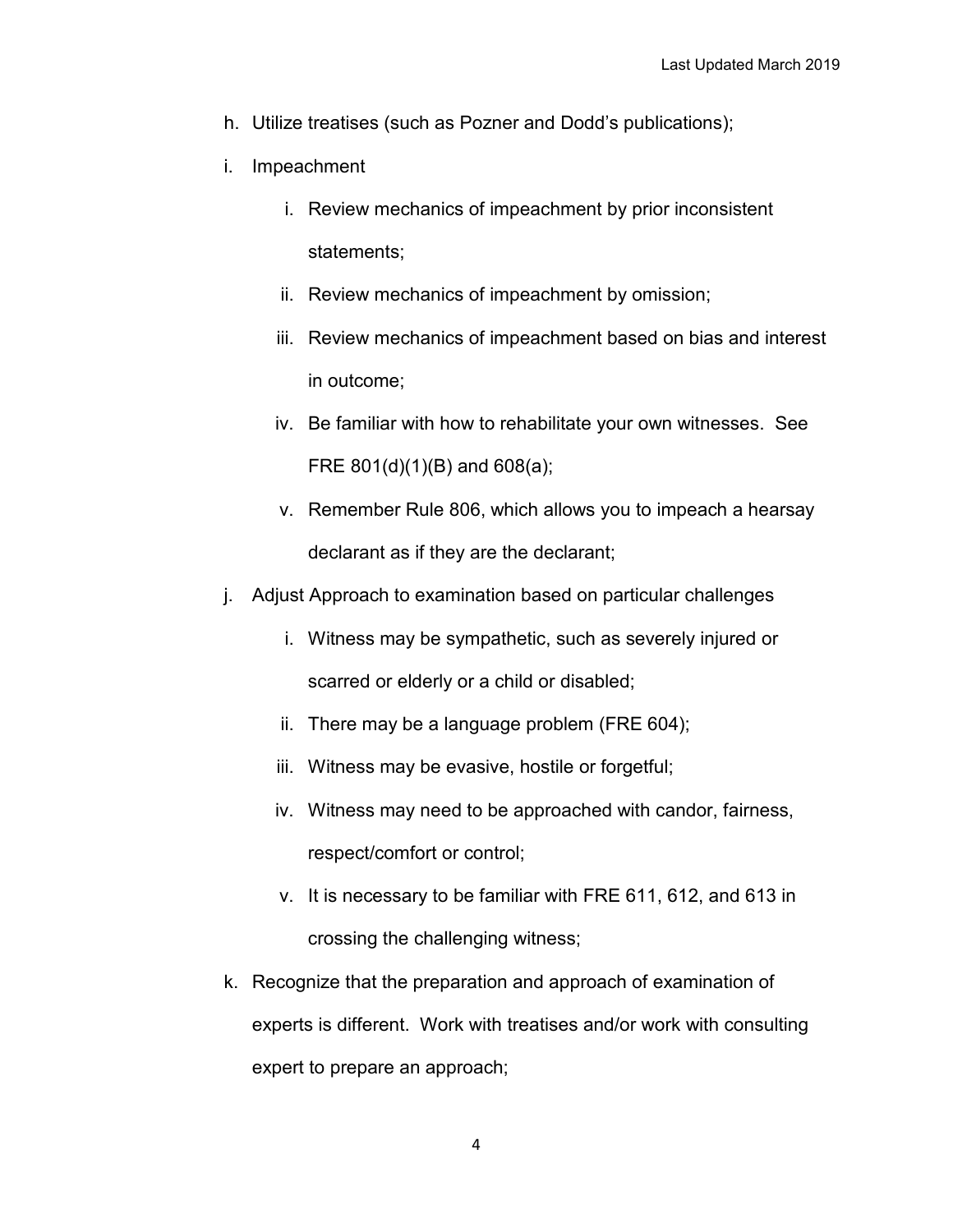h. Utilize treatises (such as Pozner and Dodd's publications);

i. Impeachment

   i. Review mechanics of impeachment by prior inconsistent statements;

   ii. Review mechanics of impeachment by omission;

   iii. Review mechanics of impeachment based on bias and interest in outcome;

   iv. Be familiar with how to rehabilitate your own witnesses. See FRE 801(d)(1)(B) and 608(a);

   v. Remember Rule 806, which allows you to impeach a hearsay declarant as if they are the declarant;

j. Adjust Approach to examination based on particular challenges

   i. Witness may be sympathetic, such as severely injured or scarred or elderly or a child or disabled;

   ii. There may be a language problem (FRE 604);

   iii. Witness may be evasive, hostile or forgetful;

   iv. Witness may need to be approached with candor, fairness, respect/comfort or control;

   v. It is necessary to be familiar with FRE 611, 612, and 613 in crossing the challenging witness;

k. Recognize that the preparation and approach of examination of experts is different. Work with treatises and/or work with consulting expert to prepare an approach;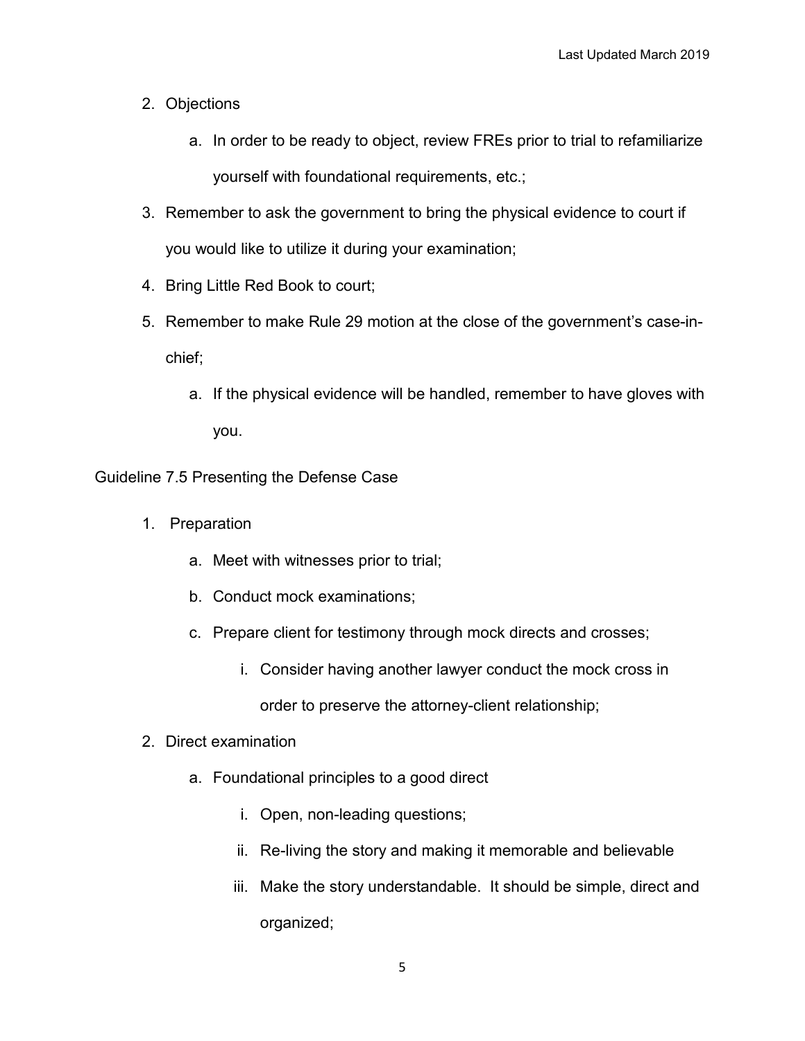2. Objections
    a. In order to be ready to object, review FREs prior to trial to refamiliarize yourself with foundational requirements, etc.;
3. Remember to ask the government to bring the physical evidence to court if you would like to utilize it during your examination;
4. Bring Little Red Book to court;
5. Remember to make Rule 29 motion at the close of the government's case-in-chief;
    a. If the physical evidence will be handled, remember to have gloves with you.

Guideline 7.5 Presenting the Defense Case

1. Preparation
    a. Meet with witnesses prior to trial;
    b. Conduct mock examinations;
    c. Prepare client for testimony through mock directs and crosses;
        i. Consider having another lawyer conduct the mock cross in order to preserve the attorney-client relationship;
2. Direct examination
    a. Foundational principles to a good direct
        i. Open, non-leading questions;
        ii. Re-living the story and making it memorable and believable
        iii. Make the story understandable. It should be simple, direct and organized;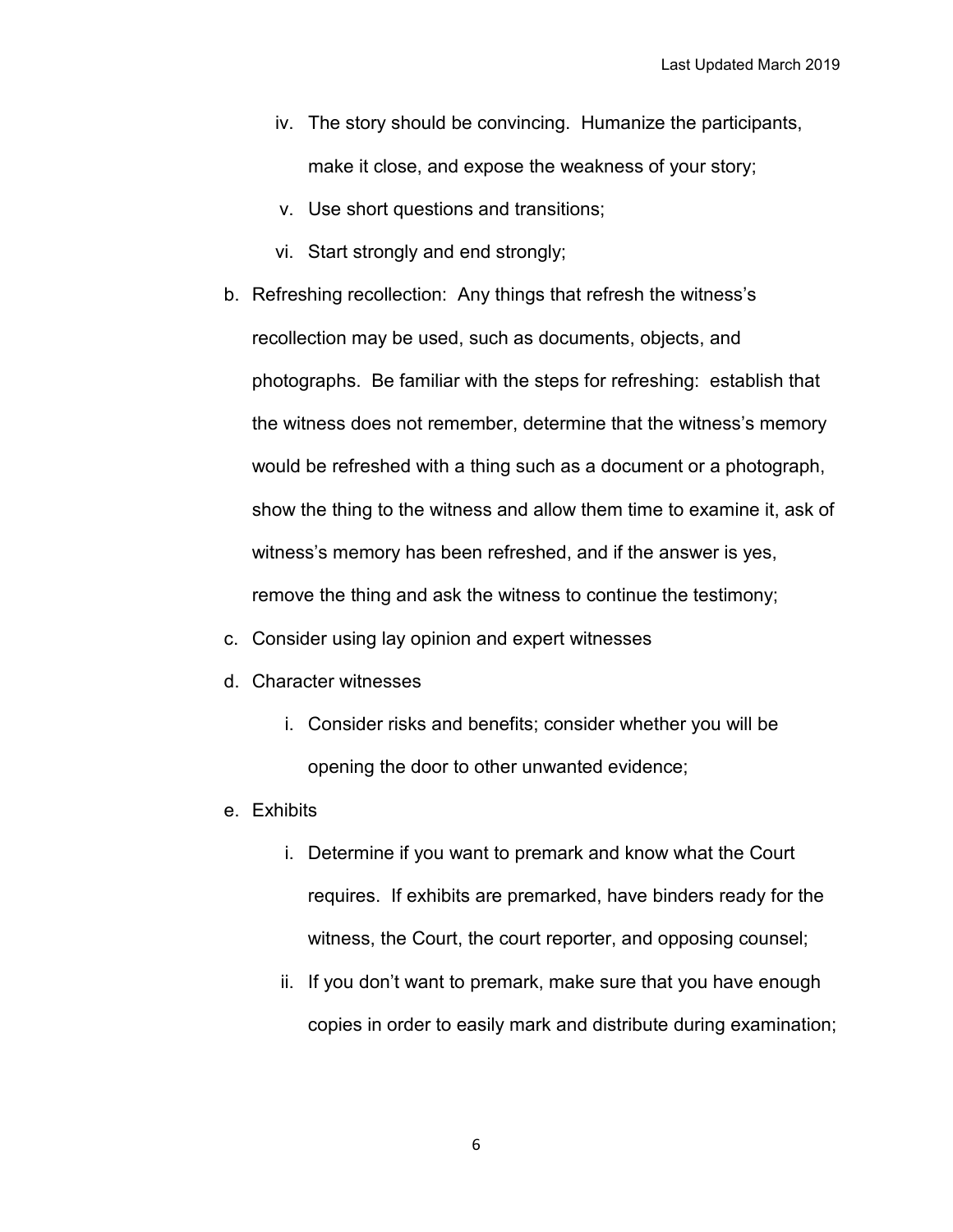iv. The story should be convincing. Humanize the participants, make it close, and expose the weakness of your story;

   v. Use short questions and transitions;

   vi. Start strongly and end strongly;

b. Refreshing recollection: Any things that refresh the witness's recollection may be used, such as documents, objects, and photographs. Be familiar with the steps for refreshing: establish that the witness does not remember, determine that the witness's memory would be refreshed with a thing such as a document or a photograph, show the thing to the witness and allow them time to examine it, ask of witness's memory has been refreshed, and if the answer is yes, remove the thing and ask the witness to continue the testimony;

c. Consider using lay opinion and expert witnesses

d. Character witnesses

   i. Consider risks and benefits; consider whether you will be opening the door to other unwanted evidence;

e. Exhibits

   i. Determine if you want to premark and know what the Court requires. If exhibits are premarked, have binders ready for the witness, the Court, the court reporter, and opposing counsel;

   ii. If you don't want to premark, make sure that you have enough copies in order to easily mark and distribute during examination;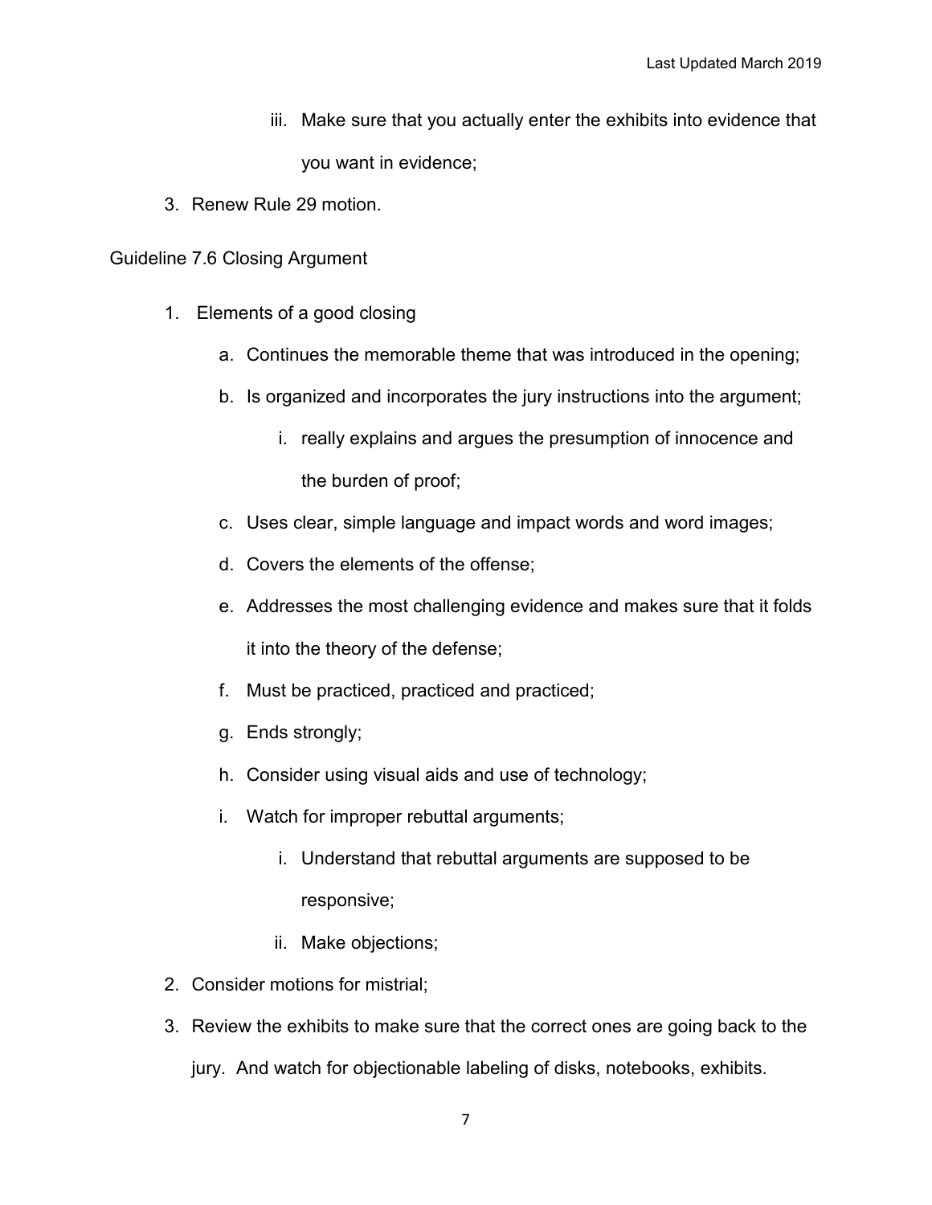iii. Make sure that you actually enter the exhibits into evidence that you want in evidence;

3. Renew Rule 29 motion.

Guideline 7.6 Closing Argument

1. Elements of a good closing
   a. Continues the memorable theme that was introduced in the opening;
   b. Is organized and incorporates the jury instructions into the argument;
      i. really explains and argues the presumption of innocence and the burden of proof;
   c. Uses clear, simple language and impact words and word images;
   d. Covers the elements of the offense;
   e. Addresses the most challenging evidence and makes sure that it folds it into the theory of the defense;
   f. Must be practiced, practiced and practiced;
   g. Ends strongly;
   h. Consider using visual aids and use of technology;
   i. Watch for improper rebuttal arguments;
      i. Understand that rebuttal arguments are supposed to be responsive;
      ii. Make objections;
2. Consider motions for mistrial;
3. Review the exhibits to make sure that the correct ones are going back to the jury. And watch for objectionable labeling of disks, notebooks, exhibits.